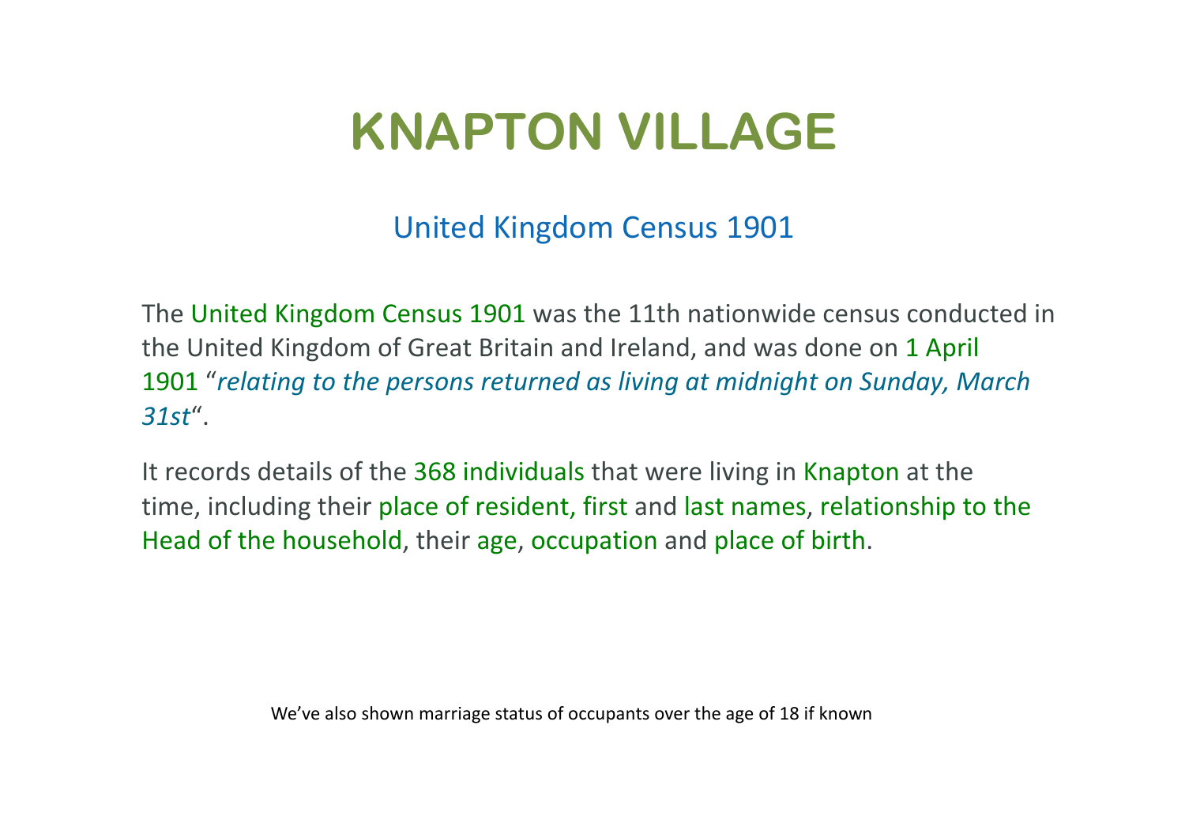# KNAPTON VILLAGE

## United Kingdom Census 1901

The United Kingdom Census 1901 was the 11th nationwide census conducted in the United Kingdom of Great Britain and Ireland, and was done on 1 April 1901 "*relating to the persons returned as living at midnight on Sunday, March 31st*".

It records details of the 368 individuals that were living in Knapton at the time, including their place of resident, first and last names, relationship to the Head of the household, their age, occupation and place of birth.

We've also shown marriage status of occupants over the age of 18 if known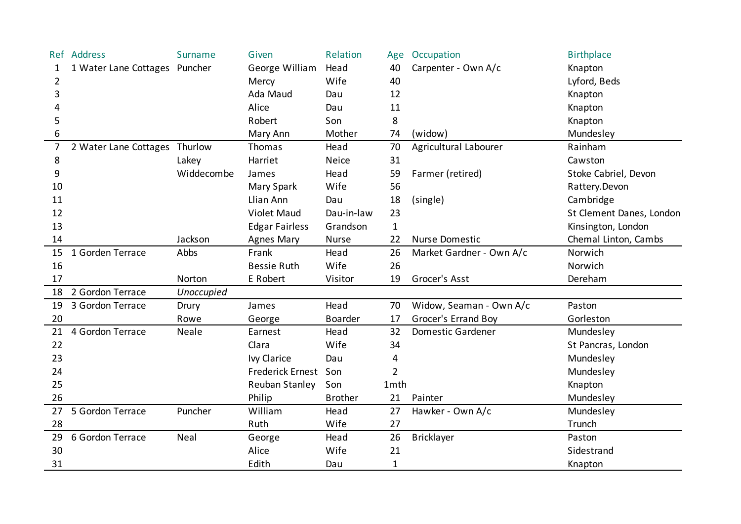| Ref | Address | Surname | Given | Relation | Age | Occupation | Birthplace |
|---|---|---|---|---|---|---|---|
| 1 | 1 Water Lane Cottages | Puncher | George William | Head | 40 | Carpenter - Own A/c | Knapton |
| 2 | | | Mercy | Wife | 40 | | Lyford, Beds |
| 3 | | | Ada Maud | Dau | 12 | | Knapton |
| 4 | | | Alice | Dau | 11 | | Knapton |
| 5 | | | Robert | Son | 8 | | Knapton |
| 6 | | | Mary Ann | Mother | 74 | (widow) | Mundesley |
| 7 | 2 Water Lane Cottages | Thurlow | Thomas | Head | 70 | Agricultural Labourer | Rainham |
| 8 | | Lakey | Harriet | Neice | 31 | | Cawston |
| 9 | | Widdecombe | James | Head | 59 | Farmer (retired) | Stoke Cabriel, Devon |
| 10 | | | Mary Spark | Wife | 56 | | Rattery.Devon |
| 11 | | | Llian Ann | Dau | 18 | (single) | Cambridge |
| 12 | | | Violet Maud | Dau-in-law | 23 | | St Clement Danes, London |
| 13 | | | Edgar Fairless | Grandson | 1 | | Kinsington, London |
| 14 | | Jackson | Agnes Mary | Nurse | 22 | Nurse Domestic | Chemal Linton, Cambs |
| 15 | 1 Gorden Terrace | Abbs | Frank | Head | 26 | Market Gardner - Own A/c | Norwich |
| 16 | | | Bessie Ruth | Wife | 26 | | Norwich |
| 17 | | Norton | E Robert | Visitor | 19 | Grocer's Asst | Dereham |
| 18 | 2 Gordon Terrace | *Unoccupied* | | | | | |
| 19 | 3 Gordon Terrace | Drury | James | Head | 70 | Widow, Seaman - Own A/c | Paston |
| 20 | | Rowe | George | Boarder | 17 | Grocer's Errand Boy | Gorleston |
| 21 | 4 Gordon Terrace | Neale | Earnest | Head | 32 | Domestic Gardener | Mundesley |
| 22 | | | Clara | Wife | 34 | | St Pancras, London |
| 23 | | | Ivy Clarice | Dau | 4 | | Mundesley |
| 24 | | | Frederick Ernest | Son | 2 | | Mundesley |
| 25 | | | Reuban Stanley | Son | 1mth | | Knapton |
| 26 | | | Philip | Brother | 21 | Painter | Mundesley |
| 27 | 5 Gordon Terrace | Puncher | William | Head | 27 | Hawker - Own A/c | Mundesley |
| 28 | | | Ruth | Wife | 27 | | Trunch |
| 29 | 6 Gordon Terrace | Neal | George | Head | 26 | Bricklayer | Paston |
| 30 | | | Alice | Wife | 21 | | Sidestrand |
| 31 | | | Edith | Dau | 1 | | Knapton |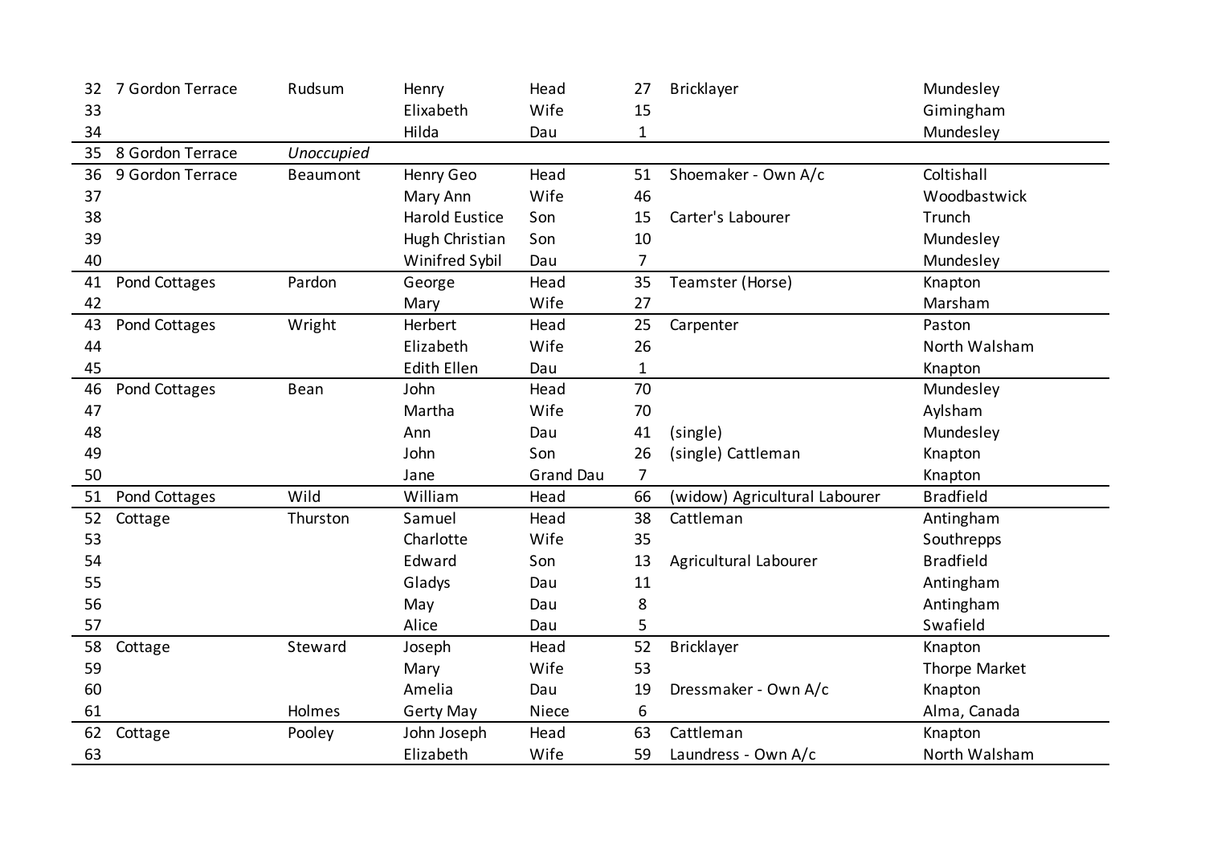| | | | | | | | |
|---|---|---|---|---|---|---|---|
| 32 | 7 Gordon Terrace | Rudsum | Henry | Head | 27 | Bricklayer | Mundesley |
| 33 | | | Elixabeth | Wife | 15 | | Gimingham |
| 34 | | | Hilda | Dau | 1 | | Mundesley |
| 35 | 8 Gordon Terrace | *Unoccupied* | | | | | |
| 36 | 9 Gordon Terrace | Beaumont | Henry Geo | Head | 51 | Shoemaker - Own A/c | Coltishall |
| 37 | | | Mary Ann | Wife | 46 | | Woodbastwick |
| 38 | | | Harold Eustice | Son | 15 | Carter's Labourer | Trunch |
| 39 | | | Hugh Christian | Son | 10 | | Mundesley |
| 40 | | | Winifred Sybil | Dau | 7 | | Mundesley |
| 41 | Pond Cottages | Pardon | George | Head | 35 | Teamster (Horse) | Knapton |
| 42 | | | Mary | Wife | 27 | | Marsham |
| 43 | Pond Cottages | Wright | Herbert | Head | 25 | Carpenter | Paston |
| 44 | | | Elizabeth | Wife | 26 | | North Walsham |
| 45 | | | Edith Ellen | Dau | 1 | | Knapton |
| 46 | Pond Cottages | Bean | John | Head | 70 | | Mundesley |
| 47 | | | Martha | Wife | 70 | | Aylsham |
| 48 | | | Ann | Dau | 41 | (single) | Mundesley |
| 49 | | | John | Son | 26 | (single) Cattleman | Knapton |
| 50 | | | Jane | Grand Dau | 7 | | Knapton |
| 51 | Pond Cottages | Wild | William | Head | 66 | (widow) Agricultural Labourer | Bradfield |
| 52 | Cottage | Thurston | Samuel | Head | 38 | Cattleman | Antingham |
| 53 | | | Charlotte | Wife | 35 | | Southrepps |
| 54 | | | Edward | Son | 13 | Agricultural Labourer | Bradfield |
| 55 | | | Gladys | Dau | 11 | | Antingham |
| 56 | | | May | Dau | 8 | | Antingham |
| 57 | | | Alice | Dau | 5 | | Swafield |
| 58 | Cottage | Steward | Joseph | Head | 52 | Bricklayer | Knapton |
| 59 | | | Mary | Wife | 53 | | Thorpe Market |
| 60 | | | Amelia | Dau | 19 | Dressmaker - Own A/c | Knapton |
| 61 | | Holmes | Gerty May | Niece | 6 | | Alma, Canada |
| 62 | Cottage | Pooley | John Joseph | Head | 63 | Cattleman | Knapton |
| 63 | | | Elizabeth | Wife | 59 | Laundress - Own A/c | North Walsham |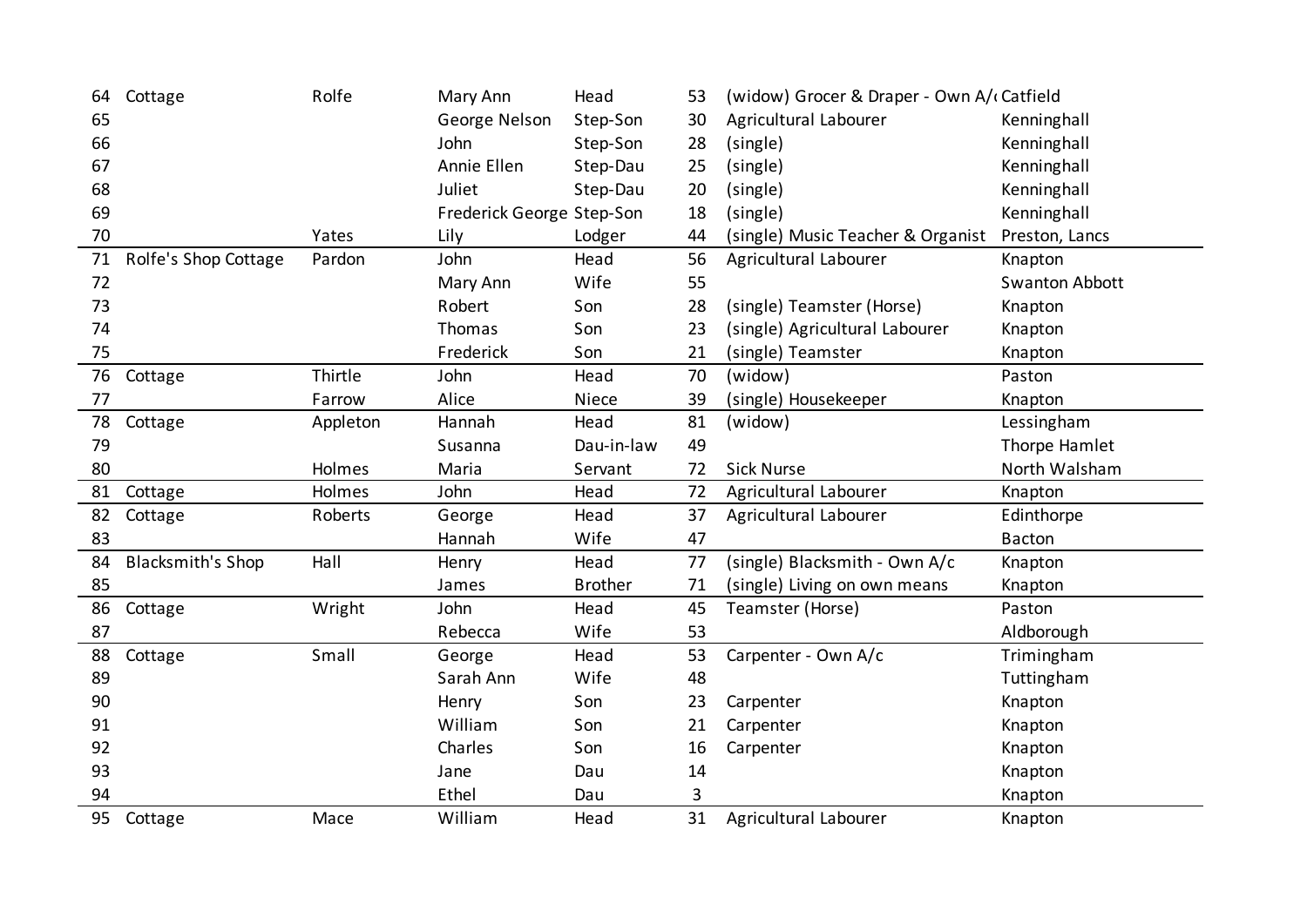| | | | | | | | |
|---|---|---|---|---|---|---|---|
| 64 | Cottage | Rolfe | Mary Ann | Head | 53 | (widow) Grocer & Draper - Own A/c | Catfield |
| 65 | | | George Nelson | Step-Son | 30 | Agricultural Labourer | Kenninghall |
| 66 | | | John | Step-Son | 28 | (single) | Kenninghall |
| 67 | | | Annie Ellen | Step-Dau | 25 | (single) | Kenninghall |
| 68 | | | Juliet | Step-Dau | 20 | (single) | Kenninghall |
| 69 | | | Frederick George | Step-Son | 18 | (single) | Kenninghall |
| 70 | | Yates | Lily | Lodger | 44 | (single) Music Teacher & Organist | Preston, Lancs |
| 71 | Rolfe's Shop Cottage | Pardon | John | Head | 56 | Agricultural Labourer | Knapton |
| 72 | | | Mary Ann | Wife | 55 | | Swanton Abbott |
| 73 | | | Robert | Son | 28 | (single) Teamster (Horse) | Knapton |
| 74 | | | Thomas | Son | 23 | (single) Agricultural Labourer | Knapton |
| 75 | | | Frederick | Son | 21 | (single) Teamster | Knapton |
| 76 | Cottage | Thirtle | John | Head | 70 | (widow) | Paston |
| 77 | | Farrow | Alice | Niece | 39 | (single) Housekeeper | Knapton |
| 78 | Cottage | Appleton | Hannah | Head | 81 | (widow) | Lessingham |
| 79 | | | Susanna | Dau-in-law | 49 | | Thorpe Hamlet |
| 80 | | Holmes | Maria | Servant | 72 | Sick Nurse | North Walsham |
| 81 | Cottage | Holmes | John | Head | 72 | Agricultural Labourer | Knapton |
| 82 | Cottage | Roberts | George | Head | 37 | Agricultural Labourer | Edinthorpe |
| 83 | | | Hannah | Wife | 47 | | Bacton |
| 84 | Blacksmith's Shop | Hall | Henry | Head | 77 | (single) Blacksmith - Own A/c | Knapton |
| 85 | | | James | Brother | 71 | (single) Living on own means | Knapton |
| 86 | Cottage | Wright | John | Head | 45 | Teamster (Horse) | Paston |
| 87 | | | Rebecca | Wife | 53 | | Aldborough |
| 88 | Cottage | Small | George | Head | 53 | Carpenter - Own A/c | Trimingham |
| 89 | | | Sarah Ann | Wife | 48 | | Tuttingham |
| 90 | | | Henry | Son | 23 | Carpenter | Knapton |
| 91 | | | William | Son | 21 | Carpenter | Knapton |
| 92 | | | Charles | Son | 16 | Carpenter | Knapton |
| 93 | | | Jane | Dau | 14 | | Knapton |
| 94 | | | Ethel | Dau | 3 | | Knapton |
| 95 | Cottage | Mace | William | Head | 31 | Agricultural Labourer | Knapton |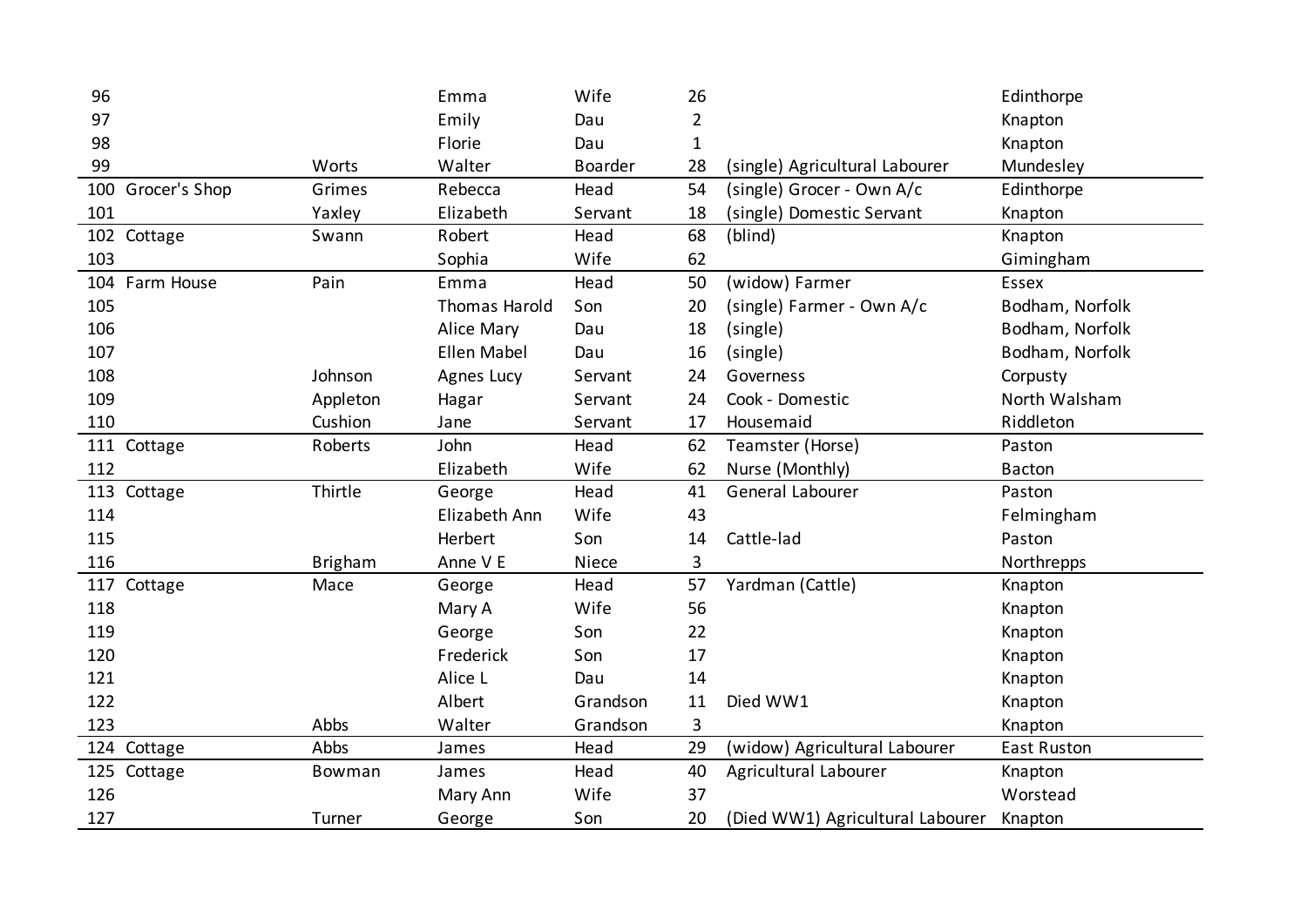| | | | | | | | |
|---|---|---|---|---|---|---|---|
| 96 | | | Emma | Wife | 26 | | Edinthorpe |
| 97 | | | Emily | Dau | 2 | | Knapton |
| 98 | | | Florie | Dau | 1 | | Knapton |
| 99 | | Worts | Walter | Boarder | 28 | (single) Agricultural Labourer | Mundesley |
| 100 | Grocer's Shop | Grimes | Rebecca | Head | 54 | (single) Grocer - Own A/c | Edinthorpe |
| 101 | | Yaxley | Elizabeth | Servant | 18 | (single) Domestic Servant | Knapton |
| 102 | Cottage | Swann | Robert | Head | 68 | (blind) | Knapton |
| 103 | | | Sophia | Wife | 62 | | Gimingham |
| 104 | Farm House | Pain | Emma | Head | 50 | (widow) Farmer | Essex |
| 105 | | | Thomas Harold | Son | 20 | (single) Farmer - Own A/c | Bodham, Norfolk |
| 106 | | | Alice Mary | Dau | 18 | (single) | Bodham, Norfolk |
| 107 | | | Ellen Mabel | Dau | 16 | (single) | Bodham, Norfolk |
| 108 | | Johnson | Agnes Lucy | Servant | 24 | Governess | Corpusty |
| 109 | | Appleton | Hagar | Servant | 24 | Cook - Domestic | North Walsham |
| 110 | | Cushion | Jane | Servant | 17 | Housemaid | Riddleton |
| 111 | Cottage | Roberts | John | Head | 62 | Teamster (Horse) | Paston |
| 112 | | | Elizabeth | Wife | 62 | Nurse (Monthly) | Bacton |
| 113 | Cottage | Thirtle | George | Head | 41 | General Labourer | Paston |
| 114 | | | Elizabeth Ann | Wife | 43 | | Felmingham |
| 115 | | | Herbert | Son | 14 | Cattle-lad | Paston |
| 116 | | Brigham | Anne V E | Niece | 3 | | Northrepps |
| 117 | Cottage | Mace | George | Head | 57 | Yardman (Cattle) | Knapton |
| 118 | | | Mary A | Wife | 56 | | Knapton |
| 119 | | | George | Son | 22 | | Knapton |
| 120 | | | Frederick | Son | 17 | | Knapton |
| 121 | | | Alice L | Dau | 14 | | Knapton |
| 122 | | | Albert | Grandson | 11 | Died WW1 | Knapton |
| 123 | | Abbs | Walter | Grandson | 3 | | Knapton |
| 124 | Cottage | Abbs | James | Head | 29 | (widow) Agricultural Labourer | East Ruston |
| 125 | Cottage | Bowman | James | Head | 40 | Agricultural Labourer | Knapton |
| 126 | | | Mary Ann | Wife | 37 | | Worstead |
| 127 | | Turner | George | Son | 20 | (Died WW1) Agricultural Labourer | Knapton |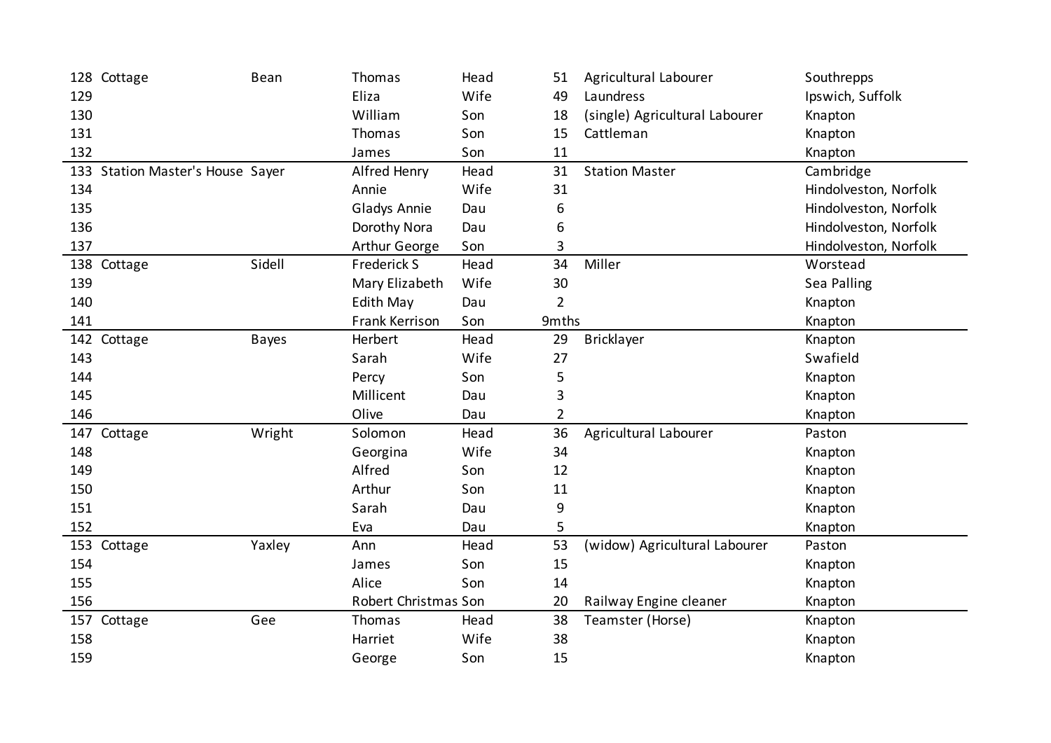| | | | | | | | |
|---|---|---|---|---|---|---|---|
| 128 | Cottage | Bean | Thomas | Head | 51 | Agricultural Labourer | Southrepps |
| 129 | | | Eliza | Wife | 49 | Laundress | Ipswich, Suffolk |
| 130 | | | William | Son | 18 | (single) Agricultural Labourer | Knapton |
| 131 | | | Thomas | Son | 15 | Cattleman | Knapton |
| 132 | | | James | Son | 11 | | Knapton |
| 133 | Station Master's House | Sayer | Alfred Henry | Head | 31 | Station Master | Cambridge |
| 134 | | | Annie | Wife | 31 | | Hindolveston, Norfolk |
| 135 | | | Gladys Annie | Dau | 6 | | Hindolveston, Norfolk |
| 136 | | | Dorothy Nora | Dau | 6 | | Hindolveston, Norfolk |
| 137 | | | Arthur George | Son | 3 | | Hindolveston, Norfolk |
| 138 | Cottage | Sidell | Frederick S | Head | 34 | Miller | Worstead |
| 139 | | | Mary Elizabeth | Wife | 30 | | Sea Palling |
| 140 | | | Edith May | Dau | 2 | | Knapton |
| 141 | | | Frank Kerrison | Son | 9mths | | Knapton |
| 142 | Cottage | Bayes | Herbert | Head | 29 | Bricklayer | Knapton |
| 143 | | | Sarah | Wife | 27 | | Swafield |
| 144 | | | Percy | Son | 5 | | Knapton |
| 145 | | | Millicent | Dau | 3 | | Knapton |
| 146 | | | Olive | Dau | 2 | | Knapton |
| 147 | Cottage | Wright | Solomon | Head | 36 | Agricultural Labourer | Paston |
| 148 | | | Georgina | Wife | 34 | | Knapton |
| 149 | | | Alfred | Son | 12 | | Knapton |
| 150 | | | Arthur | Son | 11 | | Knapton |
| 151 | | | Sarah | Dau | 9 | | Knapton |
| 152 | | | Eva | Dau | 5 | | Knapton |
| 153 | Cottage | Yaxley | Ann | Head | 53 | (widow) Agricultural Labourer | Paston |
| 154 | | | James | Son | 15 | | Knapton |
| 155 | | | Alice | Son | 14 | | Knapton |
| 156 | | | Robert Christmas | Son | 20 | Railway Engine cleaner | Knapton |
| 157 | Cottage | Gee | Thomas | Head | 38 | Teamster (Horse) | Knapton |
| 158 | | | Harriet | Wife | 38 | | Knapton |
| 159 | | | George | Son | 15 | | Knapton |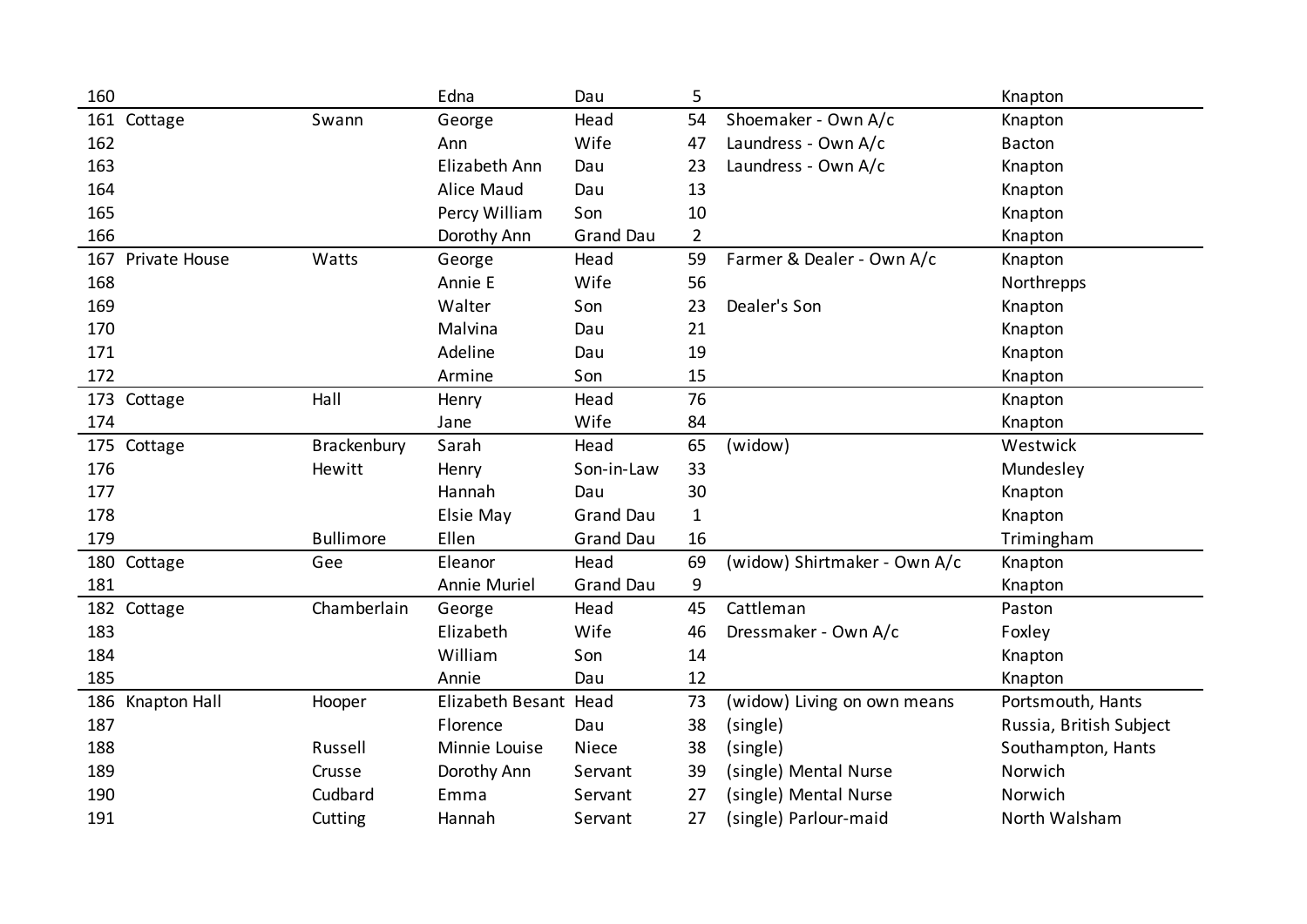| | | | | | | | |
|---|---|---|---|---|---|---|---|
| 160 | | | Edna | Dau | 5 | | Knapton |
| 161 | Cottage | Swann | George | Head | 54 | Shoemaker - Own A/c | Knapton |
| 162 | | | Ann | Wife | 47 | Laundress - Own A/c | Bacton |
| 163 | | | Elizabeth Ann | Dau | 23 | Laundress - Own A/c | Knapton |
| 164 | | | Alice Maud | Dau | 13 | | Knapton |
| 165 | | | Percy William | Son | 10 | | Knapton |
| 166 | | | Dorothy Ann | Grand Dau | 2 | | Knapton |
| 167 | Private House | Watts | George | Head | 59 | Farmer & Dealer - Own A/c | Knapton |
| 168 | | | Annie E | Wife | 56 | | Northrepps |
| 169 | | | Walter | Son | 23 | Dealer's Son | Knapton |
| 170 | | | Malvina | Dau | 21 | | Knapton |
| 171 | | | Adeline | Dau | 19 | | Knapton |
| 172 | | | Armine | Son | 15 | | Knapton |
| 173 | Cottage | Hall | Henry | Head | 76 | | Knapton |
| 174 | | | Jane | Wife | 84 | | Knapton |
| 175 | Cottage | Brackenbury | Sarah | Head | 65 | (widow) | Westwick |
| 176 | | Hewitt | Henry | Son-in-Law | 33 | | Mundesley |
| 177 | | | Hannah | Dau | 30 | | Knapton |
| 178 | | | Elsie May | Grand Dau | 1 | | Knapton |
| 179 | | Bullimore | Ellen | Grand Dau | 16 | | Trimingham |
| 180 | Cottage | Gee | Eleanor | Head | 69 | (widow) Shirtmaker - Own A/c | Knapton |
| 181 | | | Annie Muriel | Grand Dau | 9 | | Knapton |
| 182 | Cottage | Chamberlain | George | Head | 45 | Cattleman | Paston |
| 183 | | | Elizabeth | Wife | 46 | Dressmaker - Own A/c | Foxley |
| 184 | | | William | Son | 14 | | Knapton |
| 185 | | | Annie | Dau | 12 | | Knapton |
| 186 | Knapton Hall | Hooper | Elizabeth Besant | Head | 73 | (widow) Living on own means | Portsmouth, Hants |
| 187 | | | Florence | Dau | 38 | (single) | Russia, British Subject |
| 188 | | Russell | Minnie Louise | Niece | 38 | (single) | Southampton, Hants |
| 189 | | Crusse | Dorothy Ann | Servant | 39 | (single) Mental Nurse | Norwich |
| 190 | | Cudbard | Emma | Servant | 27 | (single) Mental Nurse | Norwich |
| 191 | | Cutting | Hannah | Servant | 27 | (single) Parlour-maid | North Walsham |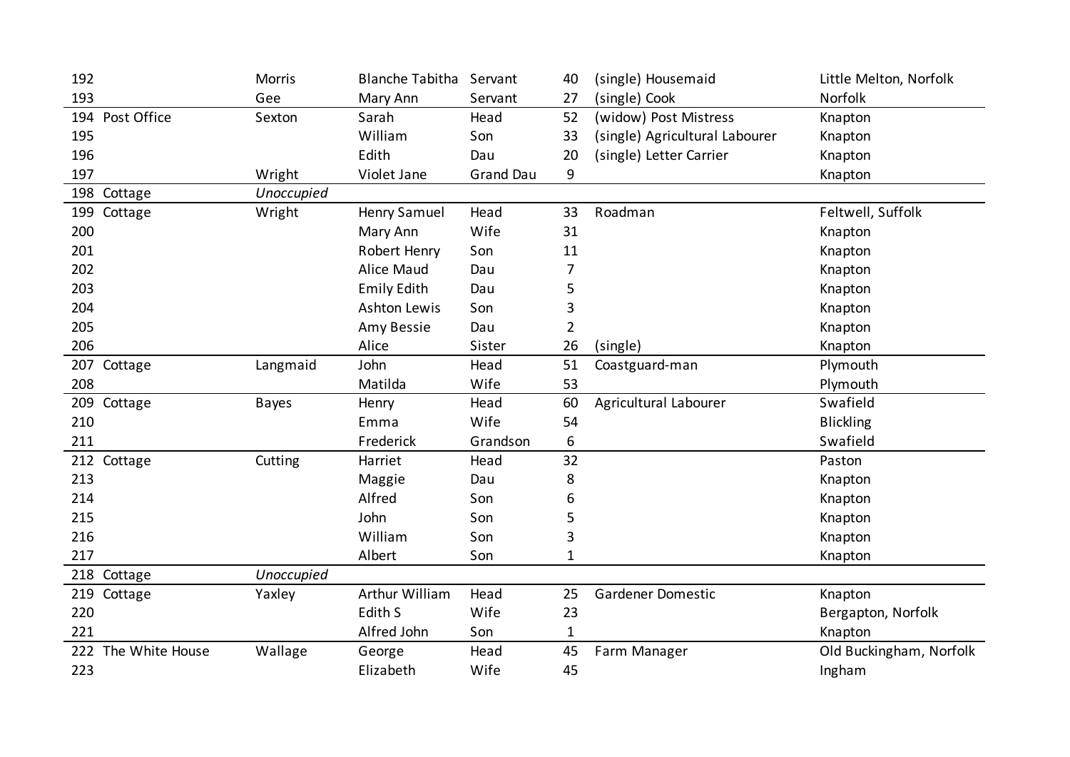| | | | | | | | |
|---|---|---|---|---|---|---|---|
| 192 | | Morris | Blanche Tabitha | Servant | 40 | (single) Housemaid | Little Melton, Norfolk |
| 193 | | Gee | Mary Ann | Servant | 27 | (single) Cook | Norfolk |
| 194 | Post Office | Sexton | Sarah | Head | 52 | (widow) Post Mistress | Knapton |
| 195 | | | William | Son | 33 | (single) Agricultural Labourer | Knapton |
| 196 | | | Edith | Dau | 20 | (single) Letter Carrier | Knapton |
| 197 | | Wright | Violet Jane | Grand Dau | 9 | | Knapton |
| 198 | Cottage | *Unoccupied* | | | | | |
| 199 | Cottage | Wright | Henry Samuel | Head | 33 | Roadman | Feltwell, Suffolk |
| 200 | | | Mary Ann | Wife | 31 | | Knapton |
| 201 | | | Robert Henry | Son | 11 | | Knapton |
| 202 | | | Alice Maud | Dau | 7 | | Knapton |
| 203 | | | Emily Edith | Dau | 5 | | Knapton |
| 204 | | | Ashton Lewis | Son | 3 | | Knapton |
| 205 | | | Amy Bessie | Dau | 2 | | Knapton |
| 206 | | | Alice | Sister | 26 | (single) | Knapton |
| 207 | Cottage | Langmaid | John | Head | 51 | Coastguard-man | Plymouth |
| 208 | | | Matilda | Wife | 53 | | Plymouth |
| 209 | Cottage | Bayes | Henry | Head | 60 | Agricultural Labourer | Swafield |
| 210 | | | Emma | Wife | 54 | | Blickling |
| 211 | | | Frederick | Grandson | 6 | | Swafield |
| 212 | Cottage | Cutting | Harriet | Head | 32 | | Paston |
| 213 | | | Maggie | Dau | 8 | | Knapton |
| 214 | | | Alfred | Son | 6 | | Knapton |
| 215 | | | John | Son | 5 | | Knapton |
| 216 | | | William | Son | 3 | | Knapton |
| 217 | | | Albert | Son | 1 | | Knapton |
| 218 | Cottage | *Unoccupied* | | | | | |
| 219 | Cottage | Yaxley | Arthur William | Head | 25 | Gardener Domestic | Knapton |
| 220 | | | Edith S | Wife | 23 | | Bergapton, Norfolk |
| 221 | | | Alfred John | Son | 1 | | Knapton |
| 222 | The White House | Wallage | George | Head | 45 | Farm Manager | Old Buckingham, Norfolk |
| 223 | | | Elizabeth | Wife | 45 | | Ingham |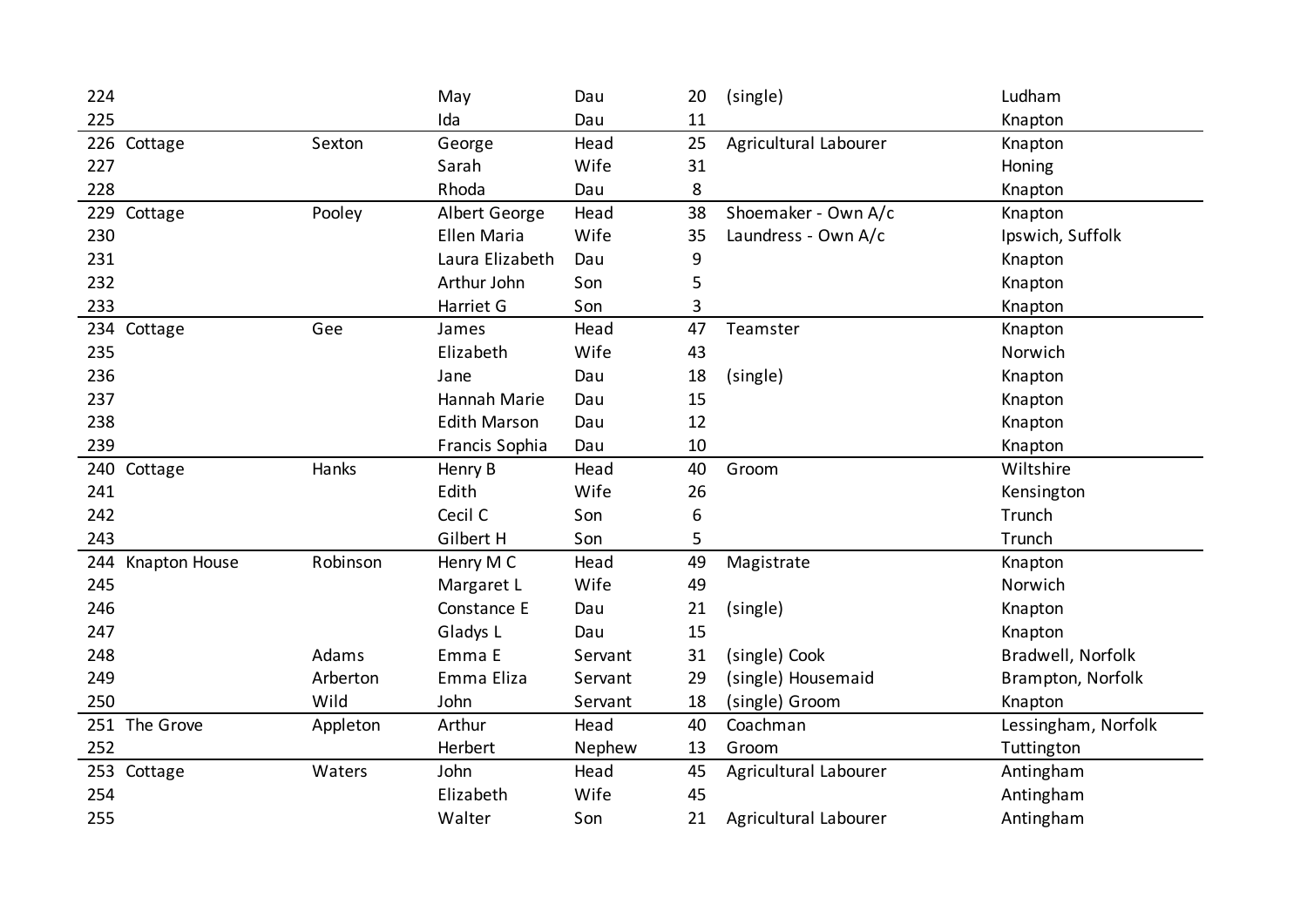| | | | | | | | |
|---|---|---|---|---|---|---|---|
| 224 | | | May | Dau | 20 | (single) | Ludham |
| 225 | | | Ida | Dau | 11 | | Knapton |
| 226 | Cottage | Sexton | George | Head | 25 | Agricultural Labourer | Knapton |
| 227 | | | Sarah | Wife | 31 | | Honing |
| 228 | | | Rhoda | Dau | 8 | | Knapton |
| 229 | Cottage | Pooley | Albert George | Head | 38 | Shoemaker - Own A/c | Knapton |
| 230 | | | Ellen Maria | Wife | 35 | Laundress - Own A/c | Ipswich, Suffolk |
| 231 | | | Laura Elizabeth | Dau | 9 | | Knapton |
| 232 | | | Arthur John | Son | 5 | | Knapton |
| 233 | | | Harriet G | Son | 3 | | Knapton |
| 234 | Cottage | Gee | James | Head | 47 | Teamster | Knapton |
| 235 | | | Elizabeth | Wife | 43 | | Norwich |
| 236 | | | Jane | Dau | 18 | (single) | Knapton |
| 237 | | | Hannah Marie | Dau | 15 | | Knapton |
| 238 | | | Edith Marson | Dau | 12 | | Knapton |
| 239 | | | Francis Sophia | Dau | 10 | | Knapton |
| 240 | Cottage | Hanks | Henry B | Head | 40 | Groom | Wiltshire |
| 241 | | | Edith | Wife | 26 | | Kensington |
| 242 | | | Cecil C | Son | 6 | | Trunch |
| 243 | | | Gilbert H | Son | 5 | | Trunch |
| 244 | Knapton House | Robinson | Henry M C | Head | 49 | Magistrate | Knapton |
| 245 | | | Margaret L | Wife | 49 | | Norwich |
| 246 | | | Constance E | Dau | 21 | (single) | Knapton |
| 247 | | | Gladys L | Dau | 15 | | Knapton |
| 248 | | Adams | Emma E | Servant | 31 | (single) Cook | Bradwell, Norfolk |
| 249 | | Arberton | Emma Eliza | Servant | 29 | (single) Housemaid | Brampton, Norfolk |
| 250 | | Wild | John | Servant | 18 | (single) Groom | Knapton |
| 251 | The Grove | Appleton | Arthur | Head | 40 | Coachman | Lessingham, Norfolk |
| 252 | | | Herbert | Nephew | 13 | Groom | Tuttington |
| 253 | Cottage | Waters | John | Head | 45 | Agricultural Labourer | Antingham |
| 254 | | | Elizabeth | Wife | 45 | | Antingham |
| 255 | | | Walter | Son | 21 | Agricultural Labourer | Antingham |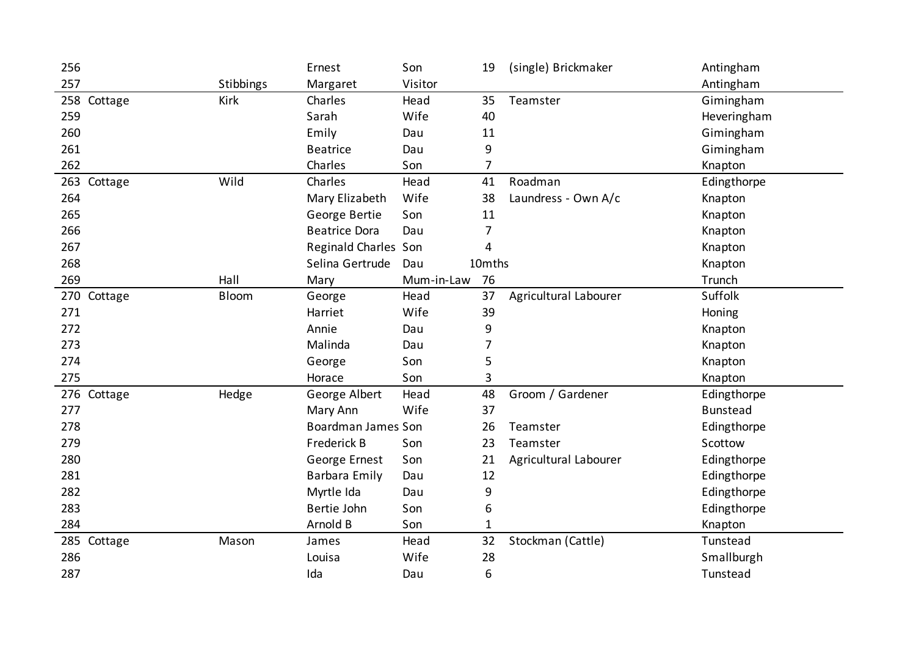| | | | | | | | |
|---|---|---|---|---|---|---|---|
| 256 | | | Ernest | Son | 19 | (single) Brickmaker | Antingham |
| 257 | | Stibbings | Margaret | Visitor | | | Antingham |
| 258 | Cottage | Kirk | Charles | Head | 35 | Teamster | Gimingham |
| 259 | | | Sarah | Wife | 40 | | Heveringham |
| 260 | | | Emily | Dau | 11 | | Gimingham |
| 261 | | | Beatrice | Dau | 9 | | Gimingham |
| 262 | | | Charles | Son | 7 | | Knapton |
| 263 | Cottage | Wild | Charles | Head | 41 | Roadman | Edingthorpe |
| 264 | | | Mary Elizabeth | Wife | 38 | Laundress - Own A/c | Knapton |
| 265 | | | George Bertie | Son | 11 | | Knapton |
| 266 | | | Beatrice Dora | Dau | 7 | | Knapton |
| 267 | | | Reginald Charles | Son | 4 | | Knapton |
| 268 | | | Selina Gertrude | Dau | 10mths | | Knapton |
| 269 | | Hall | Mary | Mum-in-Law | 76 | | Trunch |
| 270 | Cottage | Bloom | George | Head | 37 | Agricultural Labourer | Suffolk |
| 271 | | | Harriet | Wife | 39 | | Honing |
| 272 | | | Annie | Dau | 9 | | Knapton |
| 273 | | | Malinda | Dau | 7 | | Knapton |
| 274 | | | George | Son | 5 | | Knapton |
| 275 | | | Horace | Son | 3 | | Knapton |
| 276 | Cottage | Hedge | George Albert | Head | 48 | Groom / Gardener | Edingthorpe |
| 277 | | | Mary Ann | Wife | 37 | | Bunstead |
| 278 | | | Boardman James | Son | 26 | Teamster | Edingthorpe |
| 279 | | | Frederick B | Son | 23 | Teamster | Scottow |
| 280 | | | George Ernest | Son | 21 | Agricultural Labourer | Edingthorpe |
| 281 | | | Barbara Emily | Dau | 12 | | Edingthorpe |
| 282 | | | Myrtle Ida | Dau | 9 | | Edingthorpe |
| 283 | | | Bertie John | Son | 6 | | Edingthorpe |
| 284 | | | Arnold B | Son | 1 | | Knapton |
| 285 | Cottage | Mason | James | Head | 32 | Stockman (Cattle) | Tunstead |
| 286 | | | Louisa | Wife | 28 | | Smallburgh |
| 287 | | | Ida | Dau | 6 | | Tunstead |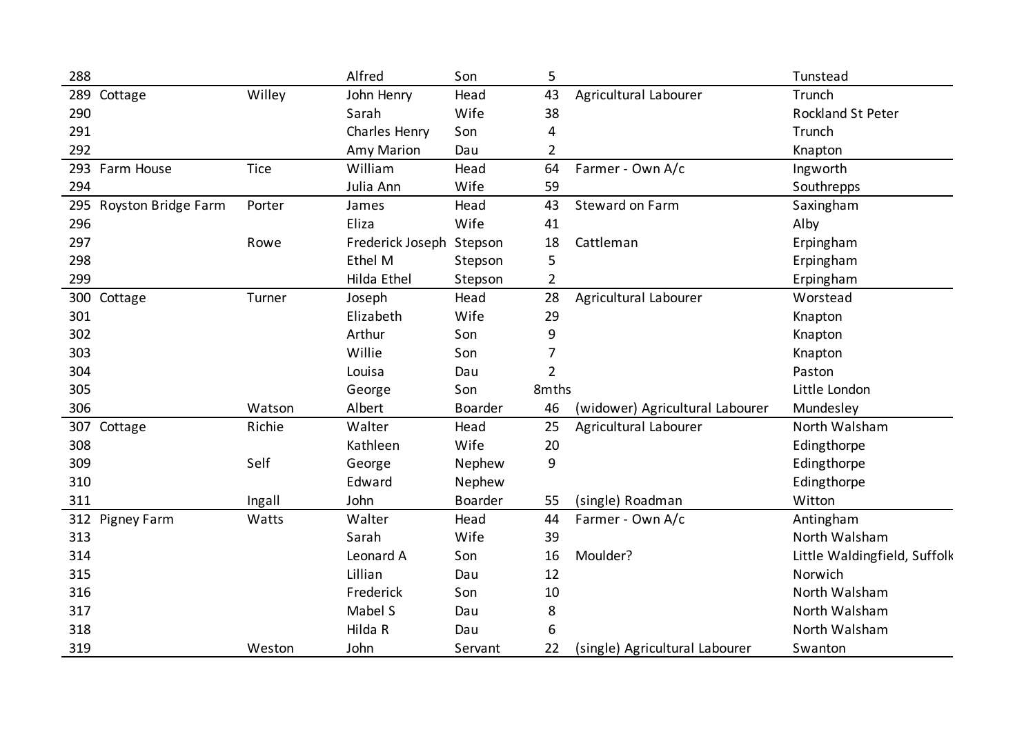| | | | | | | | |
|---|---|---|---|---|---|---|---|
| 288 | | | Alfred | Son | 5 | | Tunstead |
| 289 | Cottage | Willey | John Henry | Head | 43 | Agricultural Labourer | Trunch |
| 290 | | | Sarah | Wife | 38 | | Rockland St Peter |
| 291 | | | Charles Henry | Son | 4 | | Trunch |
| 292 | | | Amy Marion | Dau | 2 | | Knapton |
| 293 | Farm House | Tice | William | Head | 64 | Farmer - Own A/c | Ingworth |
| 294 | | | Julia Ann | Wife | 59 | | Southrepps |
| 295 | Royston Bridge Farm | Porter | James | Head | 43 | Steward on Farm | Saxingham |
| 296 | | | Eliza | Wife | 41 | | Alby |
| 297 | | Rowe | Frederick Joseph | Stepson | 18 | Cattleman | Erpingham |
| 298 | | | Ethel M | Stepson | 5 | | Erpingham |
| 299 | | | Hilda Ethel | Stepson | 2 | | Erpingham |
| 300 | Cottage | Turner | Joseph | Head | 28 | Agricultural Labourer | Worstead |
| 301 | | | Elizabeth | Wife | 29 | | Knapton |
| 302 | | | Arthur | Son | 9 | | Knapton |
| 303 | | | Willie | Son | 7 | | Knapton |
| 304 | | | Louisa | Dau | 2 | | Paston |
| 305 | | | George | Son | 8mths | | Little London |
| 306 | | Watson | Albert | Boarder | 46 | (widower) Agricultural Labourer | Mundesley |
| 307 | Cottage | Richie | Walter | Head | 25 | Agricultural Labourer | North Walsham |
| 308 | | | Kathleen | Wife | 20 | | Edingthorpe |
| 309 | | Self | George | Nephew | 9 | | Edingthorpe |
| 310 | | | Edward | Nephew | | | Edingthorpe |
| 311 | | Ingall | John | Boarder | 55 | (single) Roadman | Witton |
| 312 | Pigney Farm | Watts | Walter | Head | 44 | Farmer - Own A/c | Antingham |
| 313 | | | Sarah | Wife | 39 | | North Walsham |
| 314 | | | Leonard A | Son | 16 | Moulder? | Little Waldingfield, Suffolk |
| 315 | | | Lillian | Dau | 12 | | Norwich |
| 316 | | | Frederick | Son | 10 | | North Walsham |
| 317 | | | Mabel S | Dau | 8 | | North Walsham |
| 318 | | | Hilda R | Dau | 6 | | North Walsham |
| 319 | | Weston | John | Servant | 22 | (single) Agricultural Labourer | Swanton |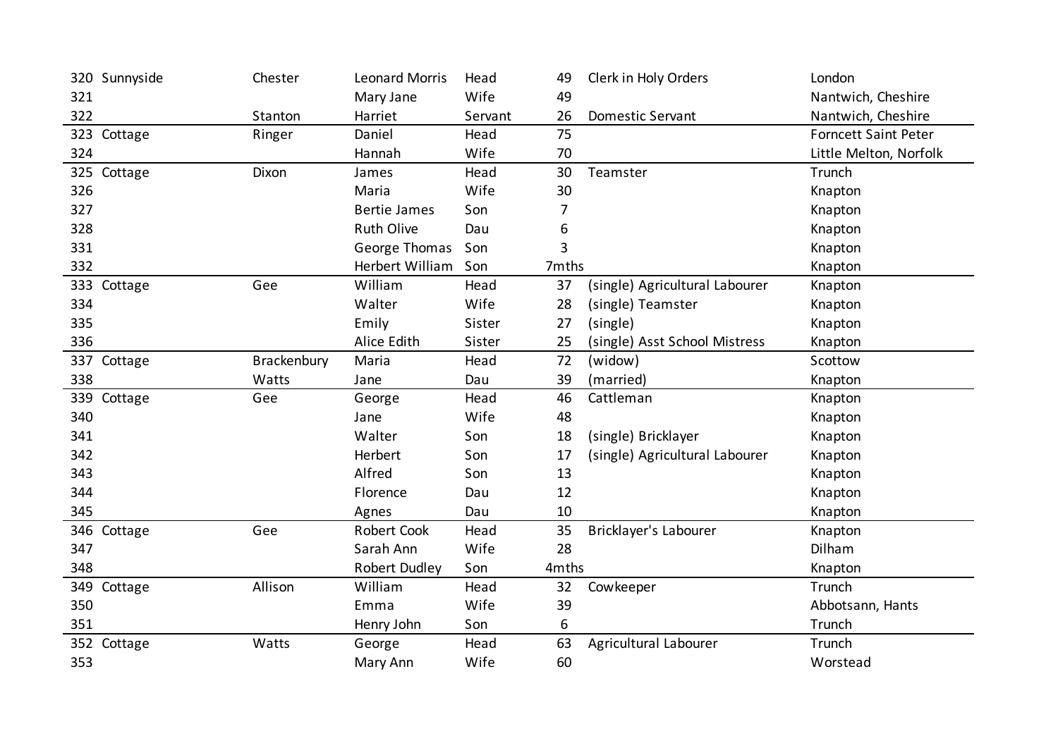| | | | | | | | |
|---|---|---|---|---|---|---|---|
| 320 | Sunnyside | Chester | Leonard Morris | Head | 49 | Clerk in Holy Orders | London |
| 321 | | | Mary Jane | Wife | 49 | | Nantwich, Cheshire |
| 322 | | Stanton | Harriet | Servant | 26 | Domestic Servant | Nantwich, Cheshire |
| 323 | Cottage | Ringer | Daniel | Head | 75 | | Forncett Saint Peter |
| 324 | | | Hannah | Wife | 70 | | Little Melton, Norfolk |
| 325 | Cottage | Dixon | James | Head | 30 | Teamster | Trunch |
| 326 | | | Maria | Wife | 30 | | Knapton |
| 327 | | | Bertie James | Son | 7 | | Knapton |
| 328 | | | Ruth Olive | Dau | 6 | | Knapton |
| 331 | | | George Thomas | Son | 3 | | Knapton |
| 332 | | | Herbert William | Son | 7mths | | Knapton |
| 333 | Cottage | Gee | William | Head | 37 | (single) Agricultural Labourer | Knapton |
| 334 | | | Walter | Wife | 28 | (single) Teamster | Knapton |
| 335 | | | Emily | Sister | 27 | (single) | Knapton |
| 336 | | | Alice Edith | Sister | 25 | (single) Asst School Mistress | Knapton |
| 337 | Cottage | Brackenbury | Maria | Head | 72 | (widow) | Scottow |
| 338 | | Watts | Jane | Dau | 39 | (married) | Knapton |
| 339 | Cottage | Gee | George | Head | 46 | Cattleman | Knapton |
| 340 | | | Jane | Wife | 48 | | Knapton |
| 341 | | | Walter | Son | 18 | (single) Bricklayer | Knapton |
| 342 | | | Herbert | Son | 17 | (single) Agricultural Labourer | Knapton |
| 343 | | | Alfred | Son | 13 | | Knapton |
| 344 | | | Florence | Dau | 12 | | Knapton |
| 345 | | | Agnes | Dau | 10 | | Knapton |
| 346 | Cottage | Gee | Robert Cook | Head | 35 | Bricklayer's Labourer | Knapton |
| 347 | | | Sarah Ann | Wife | 28 | | Dilham |
| 348 | | | Robert Dudley | Son | 4mths | | Knapton |
| 349 | Cottage | Allison | William | Head | 32 | Cowkeeper | Trunch |
| 350 | | | Emma | Wife | 39 | | Abbotsann, Hants |
| 351 | | | Henry John | Son | 6 | | Trunch |
| 352 | Cottage | Watts | George | Head | 63 | Agricultural Labourer | Trunch |
| 353 | | | Mary Ann | Wife | 60 | | Worstead |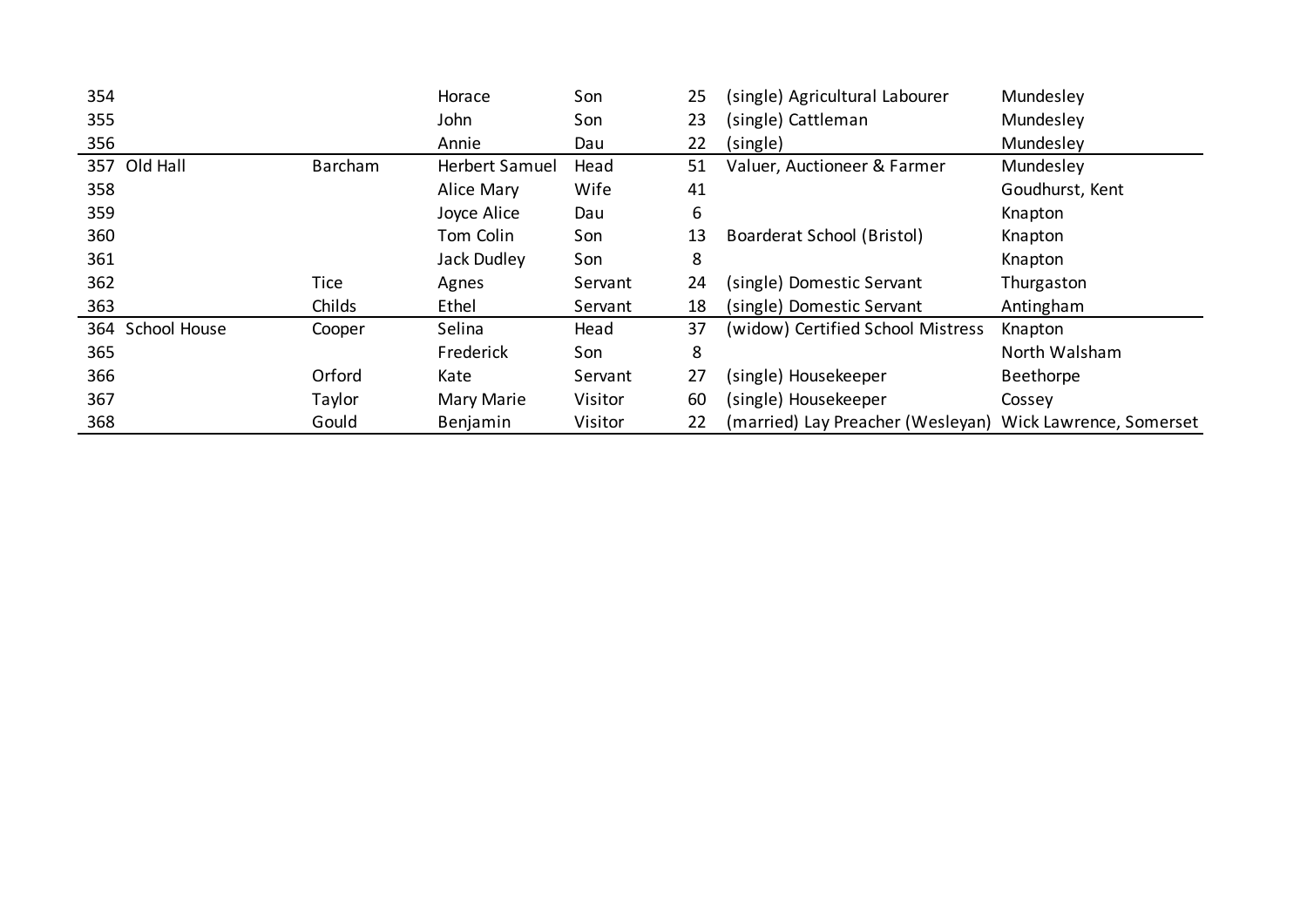| | | | | | | | |
|---|---|---|---|---|---|---|---|
| 354 | | | Horace | Son | 25 | (single) Agricultural Labourer | Mundesley |
| 355 | | | John | Son | 23 | (single) Cattleman | Mundesley |
| 356 | | | Annie | Dau | 22 | (single) | Mundesley |
| 357 | Old Hall | Barcham | Herbert Samuel | Head | 51 | Valuer, Auctioneer & Farmer | Mundesley |
| 358 | | | Alice Mary | Wife | 41 | | Goudhurst, Kent |
| 359 | | | Joyce Alice | Dau | 6 | | Knapton |
| 360 | | | Tom Colin | Son | 13 | Boarderat School (Bristol) | Knapton |
| 361 | | | Jack Dudley | Son | 8 | | Knapton |
| 362 | | Tice | Agnes | Servant | 24 | (single) Domestic Servant | Thurgaston |
| 363 | | Childs | Ethel | Servant | 18 | (single) Domestic Servant | Antingham |
| 364 | School House | Cooper | Selina | Head | 37 | (widow) Certified School Mistress | Knapton |
| 365 | | | Frederick | Son | 8 | | North Walsham |
| 366 | | Orford | Kate | Servant | 27 | (single) Housekeeper | Beethorpe |
| 367 | | Taylor | Mary Marie | Visitor | 60 | (single) Housekeeper | Cossey |
| 368 | | Gould | Benjamin | Visitor | 22 | (married) Lay Preacher (Wesleyan) | Wick Lawrence, Somerset |